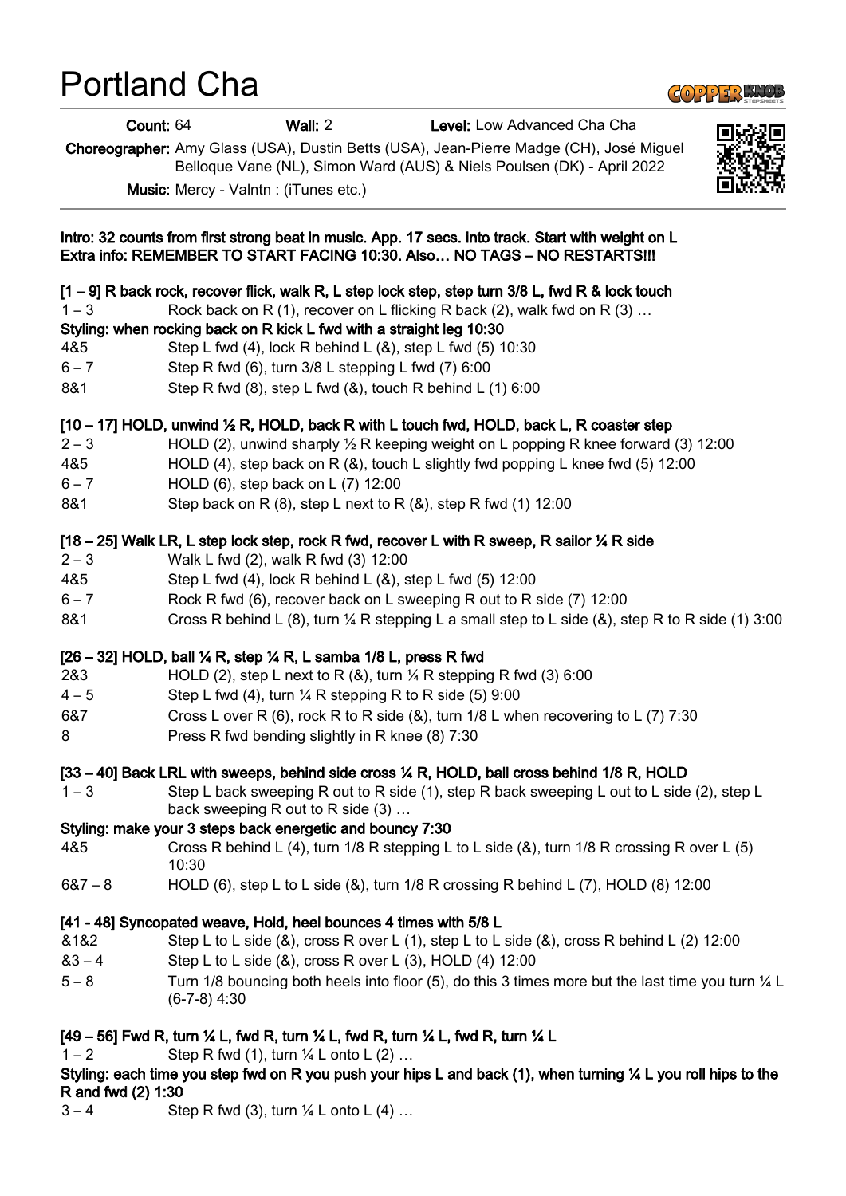# Portland Cha

**Count:** 64 **Wall:** 2 **Level:** Low Advanced Cha Cha

**Choreographer:** Amy Glass (USA), Dustin Betts (USA), Jean-Pierre Madge (CH), José Miguel Belloque Vane (NL), Simon Ward (AUS) & Niels Poulsen (DK) - April 2022

**Music:** Mercy - Valntn : (iTunes etc.)

---

**Intro: 32 counts from first strong beat in music. App. 17 secs. into track. Start with weight on L**
**Extra info: REMEMBER TO START FACING 10:30. Also… NO TAGS – NO RESTARTS!!!**

**[1 – 9] R back rock, recover flick, walk R, L step lock step, step turn 3/8 L, fwd R & lock touch**

| | |
|---|---|
| 1 – 3 | Rock back on R (1), recover on L flicking R back (2), walk fwd on R (3) … |

**Styling: when rocking back on R kick L fwd with a straight leg 10:30**

| | |
|---|---|
| 4&5 | Step L fwd (4), lock R behind L (&), step L fwd (5) 10:30 |
| 6 – 7 | Step R fwd (6), turn 3/8 L stepping L fwd (7) 6:00 |
| 8&1 | Step R fwd (8), step L fwd (&), touch R behind L (1) 6:00 |

**[10 – 17] HOLD, unwind ½ R, HOLD, back R with L touch fwd, HOLD, back L, R coaster step**

| | |
|---|---|
| 2 – 3 | HOLD (2), unwind sharply ½ R keeping weight on L popping R knee forward (3) 12:00 |
| 4&5 | HOLD (4), step back on R (&), touch L slightly fwd popping L knee fwd (5) 12:00 |
| 6 – 7 | HOLD (6), step back on L (7) 12:00 |
| 8&1 | Step back on R (8), step L next to R (&), step R fwd (1) 12:00 |

**[18 – 25] Walk LR, L step lock step, rock R fwd, recover L with R sweep, R sailor ¼ R side**

| | |
|---|---|
| 2 – 3 | Walk L fwd (2), walk R fwd (3) 12:00 |
| 4&5 | Step L fwd (4), lock R behind L (&), step L fwd (5) 12:00 |
| 6 – 7 | Rock R fwd (6), recover back on L sweeping R out to R side (7) 12:00 |
| 8&1 | Cross R behind L (8), turn ¼ R stepping L a small step to L side (&), step R to R side (1) 3:00 |

**[26 – 32] HOLD, ball ¼ R, step ¼ R, L samba 1/8 L, press R fwd**

| | |
|---|---|
| 2&3 | HOLD (2), step L next to R (&), turn ¼ R stepping R fwd (3) 6:00 |
| 4 – 5 | Step L fwd (4), turn ¼ R stepping R to R side (5) 9:00 |
| 6&7 | Cross L over R (6), rock R to R side (&), turn 1/8 L when recovering to L (7) 7:30 |
| 8 | Press R fwd bending slightly in R knee (8) 7:30 |

**[33 – 40] Back LRL with sweeps, behind side cross ¼ R, HOLD, ball cross behind 1/8 R, HOLD**

| | |
|---|---|
| 1 – 3 | Step L back sweeping R out to R side (1), step R back sweeping L out to L side (2), step L back sweeping R out to R side (3) … |

**Styling: make your 3 steps back energetic and bouncy 7:30**

| | |
|---|---|
| 4&5 | Cross R behind L (4), turn 1/8 R stepping L to L side (&), turn 1/8 R crossing R over L (5) 10:30 |
| 6&7 – 8 | HOLD (6), step L to L side (&), turn 1/8 R crossing R behind L (7), HOLD (8) 12:00 |

**[41 - 48] Syncopated weave, Hold, heel bounces 4 times with 5/8 L**

| | |
|---|---|
| &1&2 | Step L to L side (&), cross R over L (1), step L to L side (&), cross R behind L (2) 12:00 |
| &3 – 4 | Step L to L side (&), cross R over L (3), HOLD (4) 12:00 |
| 5 – 8 | Turn 1/8 bouncing both heels into floor (5), do this 3 times more but the last time you turn ¼ L (6-7-8) 4:30 |

**[49 – 56] Fwd R, turn ¼ L, fwd R, turn ¼ L, fwd R, turn ¼ L, fwd R, turn ¼ L**

| | |
|---|---|
| 1 – 2 | Step R fwd (1), turn ¼ L onto L (2) … |

**Styling: each time you step fwd on R you push your hips L and back (1), when turning ¼ L you roll hips to the R and fwd (2) 1:30**

| | |
|---|---|
| 3 – 4 | Step R fwd (3), turn ¼ L onto L (4) … |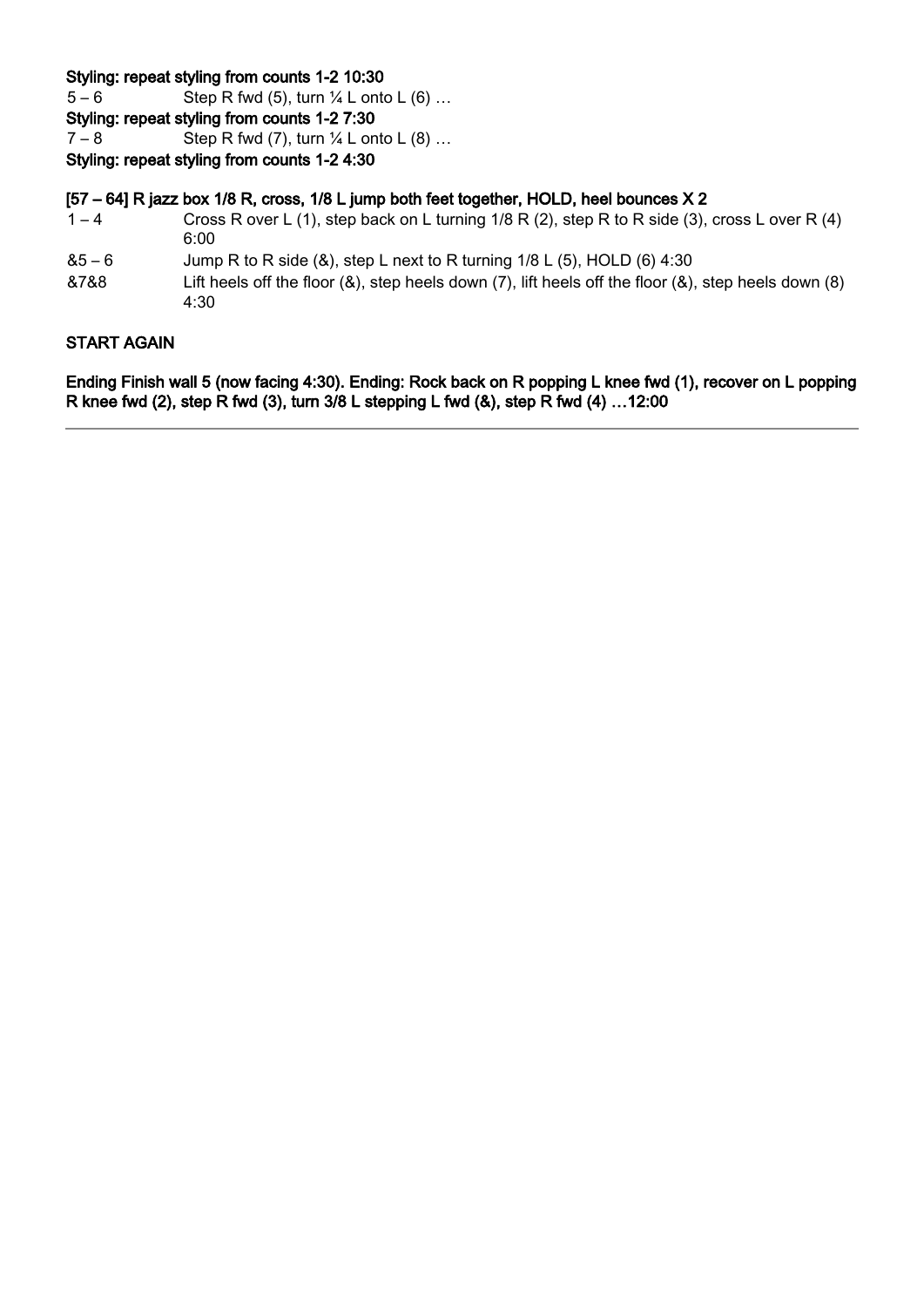**Styling: repeat styling from counts 1-2 10:30**

| | |
|---|---|
| 5 – 6 | Step R fwd (5), turn ¼ L onto L (6) … |

**Styling: repeat styling from counts 1-2 7:30**

| | |
|---|---|
| 7 – 8 | Step R fwd (7), turn ¼ L onto L (8) … |

**Styling: repeat styling from counts 1-2 4:30**

**[57 – 64] R jazz box 1/8 R, cross, 1/8 L jump both feet together, HOLD, heel bounces X 2**

| | |
|---|---|
| 1 – 4 | Cross R over L (1), step back on L turning 1/8 R (2), step R to R side (3), cross L over R (4) 6:00 |
| &5 – 6 | Jump R to R side (&), step L next to R turning 1/8 L (5), HOLD (6) 4:30 |
| &7&8 | Lift heels off the floor (&), step heels down (7), lift heels off the floor (&), step heels down (8) 4:30 |

**START AGAIN**

**Ending Finish wall 5 (now facing 4:30). Ending: Rock back on R popping L knee fwd (1), recover on L popping R knee fwd (2), step R fwd (3), turn 3/8 L stepping L fwd (&), step R fwd (4) …12:00**

---